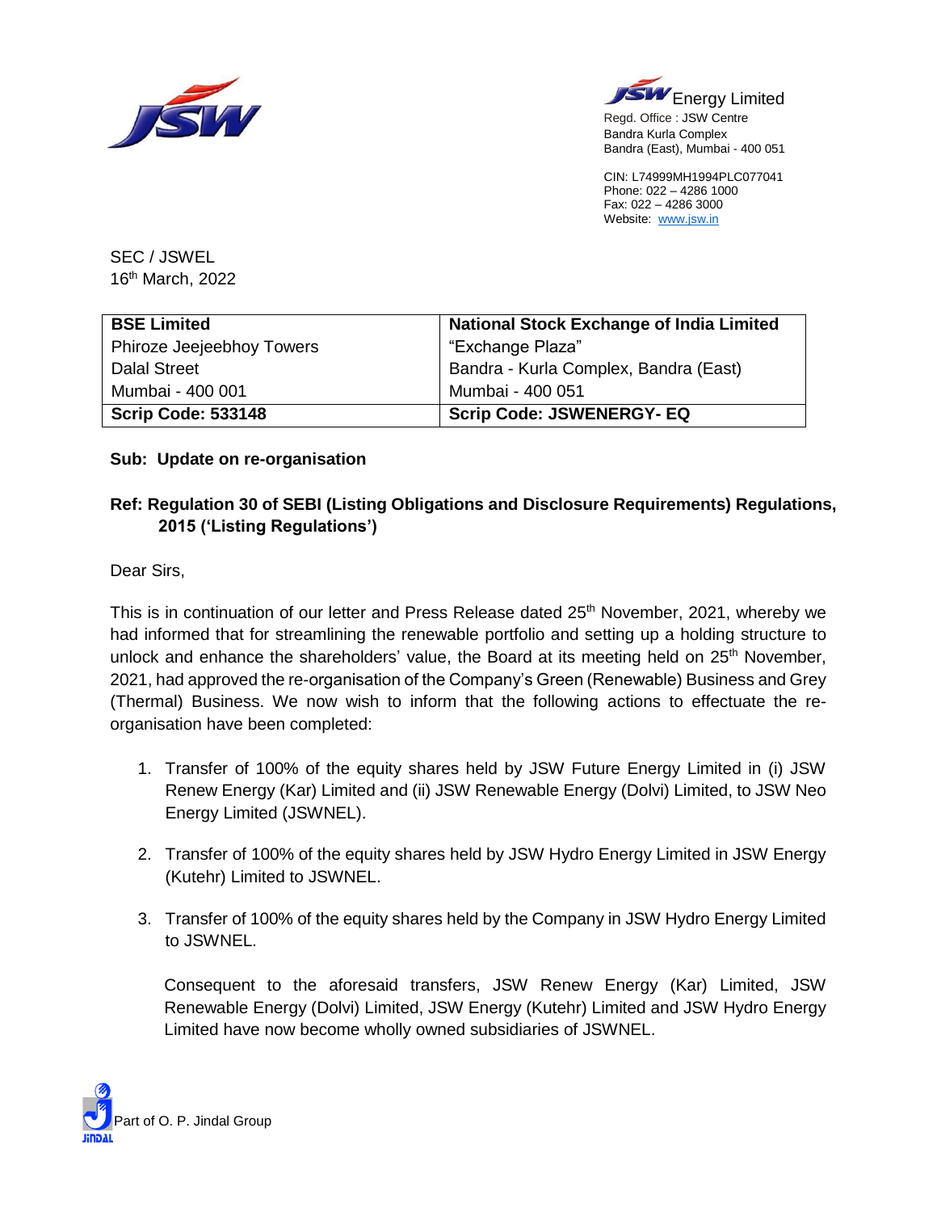JSW Energy Limited

Regd. Office : JSW Centre
Bandra Kurla Complex
Bandra (East), Mumbai - 400 051

CIN: L74999MH1994PLC077041
Phone: 022 – 4286 1000
Fax: 022 – 4286 3000
Website: www.jsw.in

SEC / JSWEL
16th March, 2022

| **BSE Limited** | **National Stock Exchange of India Limited** |
|---|---|
| Phiroze Jeejeebhoy Towers | "Exchange Plaza" |
| Dalal Street | Bandra - Kurla Complex, Bandra (East) |
| Mumbai - 400 001 | Mumbai - 400 051 |
| **Scrip Code: 533148** | **Scrip Code: JSWENERGY- EQ** |

**Sub: Update on re-organisation**

**Ref: Regulation 30 of SEBI (Listing Obligations and Disclosure Requirements) Regulations, 2015 ('Listing Regulations')**

Dear Sirs,

This is in continuation of our letter and Press Release dated 25th November, 2021, whereby we had informed that for streamlining the renewable portfolio and setting up a holding structure to unlock and enhance the shareholders' value, the Board at its meeting held on 25th November, 2021, had approved the re-organisation of the Company's Green (Renewable) Business and Grey (Thermal) Business. We now wish to inform that the following actions to effectuate the re-organisation have been completed:

1. Transfer of 100% of the equity shares held by JSW Future Energy Limited in (i) JSW Renew Energy (Kar) Limited and (ii) JSW Renewable Energy (Dolvi) Limited, to JSW Neo Energy Limited (JSWNEL).

2. Transfer of 100% of the equity shares held by JSW Hydro Energy Limited in JSW Energy (Kutehr) Limited to JSWNEL.

3. Transfer of 100% of the equity shares held by the Company in JSW Hydro Energy Limited to JSWNEL.

   Consequent to the aforesaid transfers, JSW Renew Energy (Kar) Limited, JSW Renewable Energy (Dolvi) Limited, JSW Energy (Kutehr) Limited and JSW Hydro Energy Limited have now become wholly owned subsidiaries of JSWNEL.

Part of O. P. Jindal Group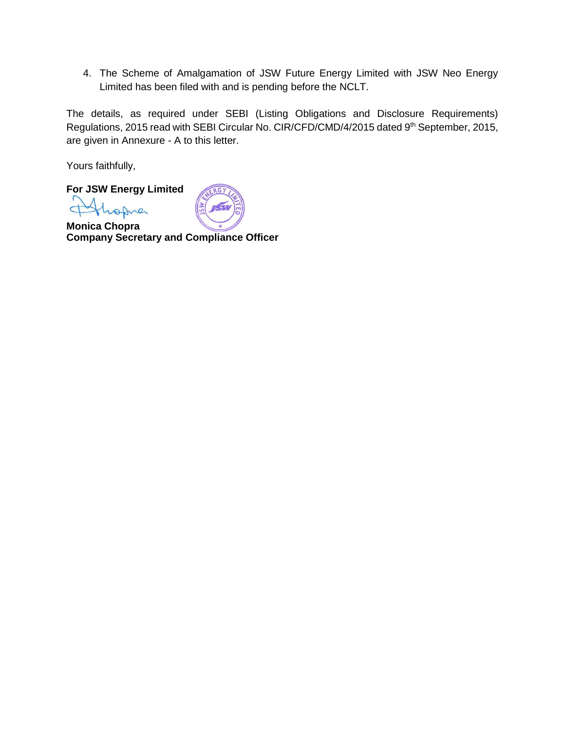4. The Scheme of Amalgamation of JSW Future Energy Limited with JSW Neo Energy Limited has been filed with and is pending before the NCLT.

The details, as required under SEBI (Listing Obligations and Disclosure Requirements) Regulations, 2015 read with SEBI Circular No. CIR/CFD/CMD/4/2015 dated 9th September, 2015, are given in Annexure - A to this letter.

Yours faithfully,

**For JSW Energy Limited**

**Monica Chopra**
**Company Secretary and Compliance Officer**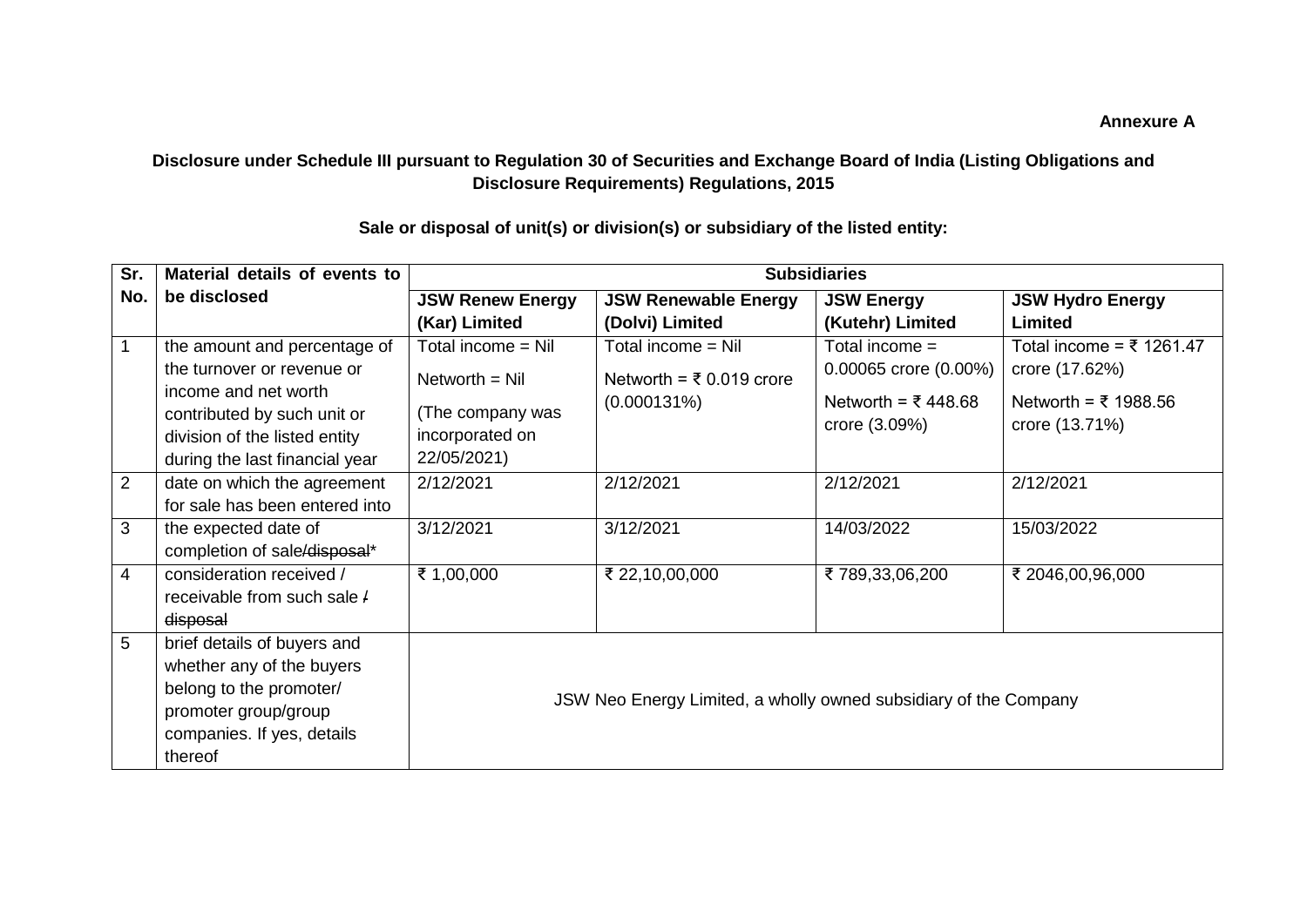**Annexure A**

**Disclosure under Schedule III pursuant to Regulation 30 of Securities and Exchange Board of India (Listing Obligations and Disclosure Requirements) Regulations, 2015**

**Sale or disposal of unit(s) or division(s) or subsidiary of the listed entity:**

| Sr. No. | Material details of events to be disclosed | Subsidiaries | | | |
|---|---|---|---|---|---|
| | | **JSW Renew Energy (Kar) Limited** | **JSW Renewable Energy (Dolvi) Limited** | **JSW Energy (Kutehr) Limited** | **JSW Hydro Energy Limited** |
| 1 | the amount and percentage of the turnover or revenue or income and net worth contributed by such unit or division of the listed entity during the last financial year | Total income = Nil<br>Networth = Nil<br>(The company was incorporated on 22/05/2021) | Total income = Nil<br>Networth = ₹ 0.019 crore (0.000131%) | Total income = 0.00065 crore (0.00%)<br>Networth = ₹ 448.68 crore (3.09%) | Total income = ₹ 1261.47 crore (17.62%)<br>Networth = ₹ 1988.56 crore (13.71%) |
| 2 | date on which the agreement for sale has been entered into | 2/12/2021 | 2/12/2021 | 2/12/2021 | 2/12/2021 |
| 3 | the expected date of completion of sale~~/disposal~~* | 3/12/2021 | 3/12/2021 | 14/03/2022 | 15/03/2022 |
| 4 | consideration received / receivable from such sale ~~/ disposal~~ | ₹ 1,00,000 | ₹ 22,10,00,000 | ₹ 789,33,06,200 | ₹ 2046,00,96,000 |
| 5 | brief details of buyers and whether any of the buyers belong to the promoter/ promoter group/group companies. If yes, details thereof | JSW Neo Energy Limited, a wholly owned subsidiary of the Company | | | |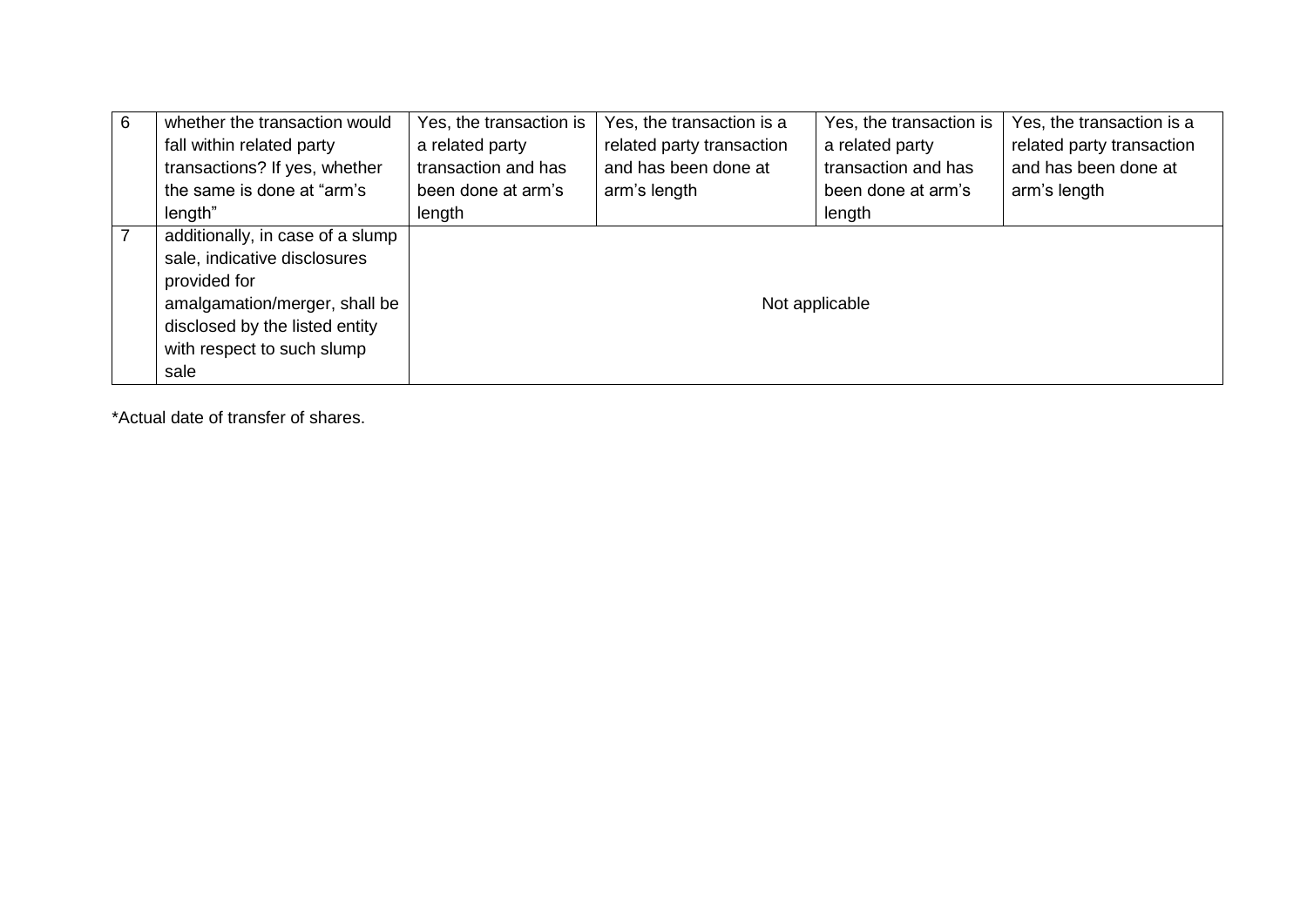| | | | | | |
|---|---|---|---|---|---|
| 6 | whether the transaction would fall within related party transactions? If yes, whether the same is done at "arm's length" | Yes, the transaction is a related party transaction and has been done at arm's length | Yes, the transaction is a related party transaction and has been done at arm's length | Yes, the transaction is a related party transaction and has been done at arm's length | Yes, the transaction is a related party transaction and has been done at arm's length |
| 7 | additionally, in case of a slump sale, indicative disclosures provided for amalgamation/merger, shall be disclosed by the listed entity with respect to such slump sale | Not applicable | | | |

*Actual date of transfer of shares.